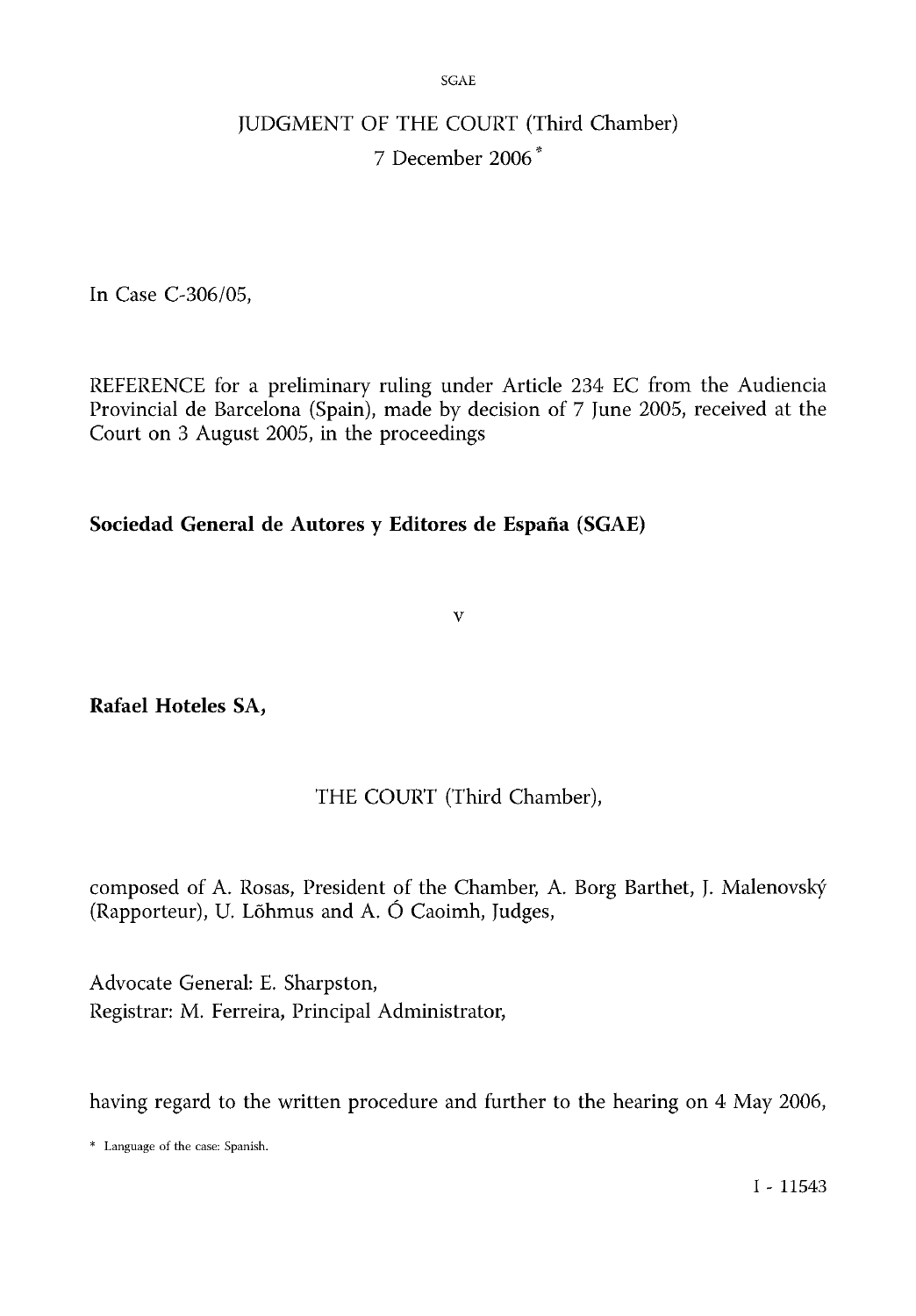# JUDGMENT OF THE COURT (Third Chamber)

## 7 December 2006 *

In Case C-306/05,

REFERENCE for a preliminary ruling under Article 234 EC from the Audiencia Provincial de Barcelona (Spain), made by decision of 7 June 2005, received at the Court on 3 August 2005, in the proceedings

**Sociedad General de Autores y Editores de España (SGAE)**

v

**Rafael Hoteles SA,**

THE COURT (Third Chamber),

composed of A. Rosas, President of the Chamber, A. Borg Barthet, J. Malenovský (Rapporteur), U. Lõhmus and A. Ó Caoimh, Judges,

Advocate General: E. Sharpston,
Registrar: M. Ferreira, Principal Administrator,

having regard to the written procedure and further to the hearing on 4 May 2006,

* Language of the case: Spanish.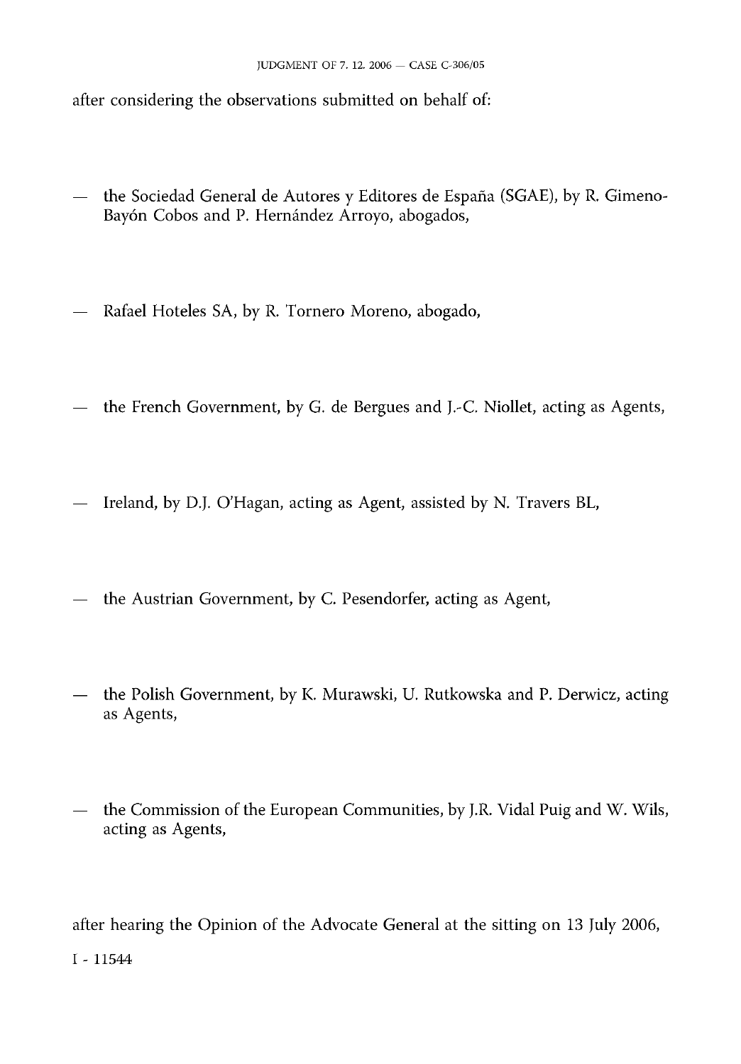after considering the observations submitted on behalf of:

— the Sociedad General de Autores y Editores de España (SGAE), by R. Gimeno-Bayón Cobos and P. Hernández Arroyo, abogados,

— Rafael Hoteles SA, by R. Tornero Moreno, abogado,

— the French Government, by G. de Bergues and J.-C. Niollet, acting as Agents,

— Ireland, by D.J. O'Hagan, acting as Agent, assisted by N. Travers BL,

— the Austrian Government, by C. Pesendorfer, acting as Agent,

— the Polish Government, by K. Murawski, U. Rutkowska and P. Derwicz, acting as Agents,

— the Commission of the European Communities, by J.R. Vidal Puig and W. Wils, acting as Agents,

after hearing the Opinion of the Advocate General at the sitting on 13 July 2006,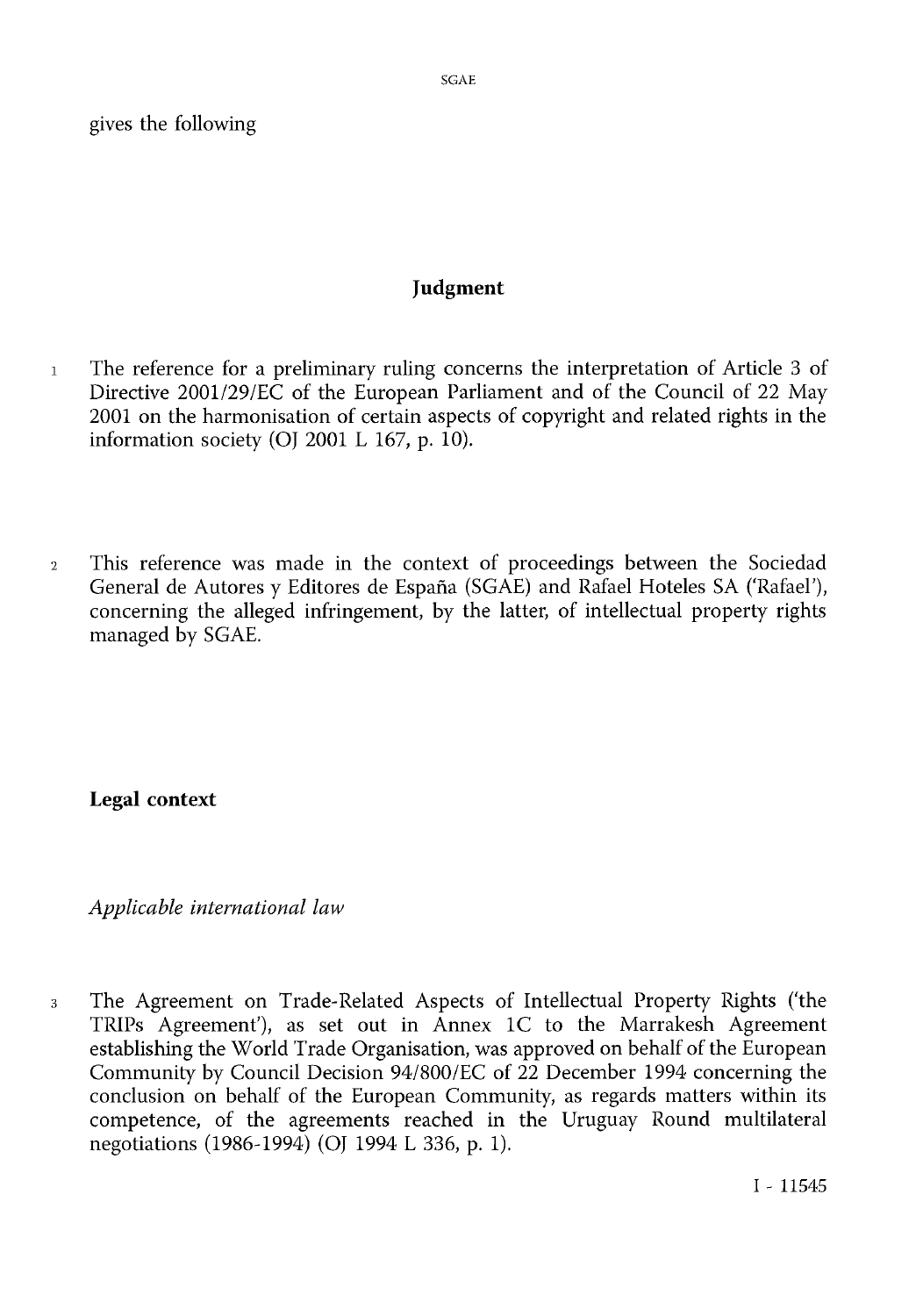gives the following

# Judgment

1 The reference for a preliminary ruling concerns the interpretation of Article 3 of Directive 2001/29/EC of the European Parliament and of the Council of 22 May 2001 on the harmonisation of certain aspects of copyright and related rights in the information society (OJ 2001 L 167, p. 10).

2 This reference was made in the context of proceedings between the Sociedad General de Autores y Editores de España (SGAE) and Rafael Hoteles SA ('Rafael'), concerning the alleged infringement, by the latter, of intellectual property rights managed by SGAE.

## Legal context

*Applicable international law*

3 The Agreement on Trade-Related Aspects of Intellectual Property Rights ('the TRIPs Agreement'), as set out in Annex 1C to the Marrakesh Agreement establishing the World Trade Organisation, was approved on behalf of the European Community by Council Decision 94/800/EC of 22 December 1994 concerning the conclusion on behalf of the European Community, as regards matters within its competence, of the agreements reached in the Uruguay Round multilateral negotiations (1986-1994) (OJ 1994 L 336, p. 1).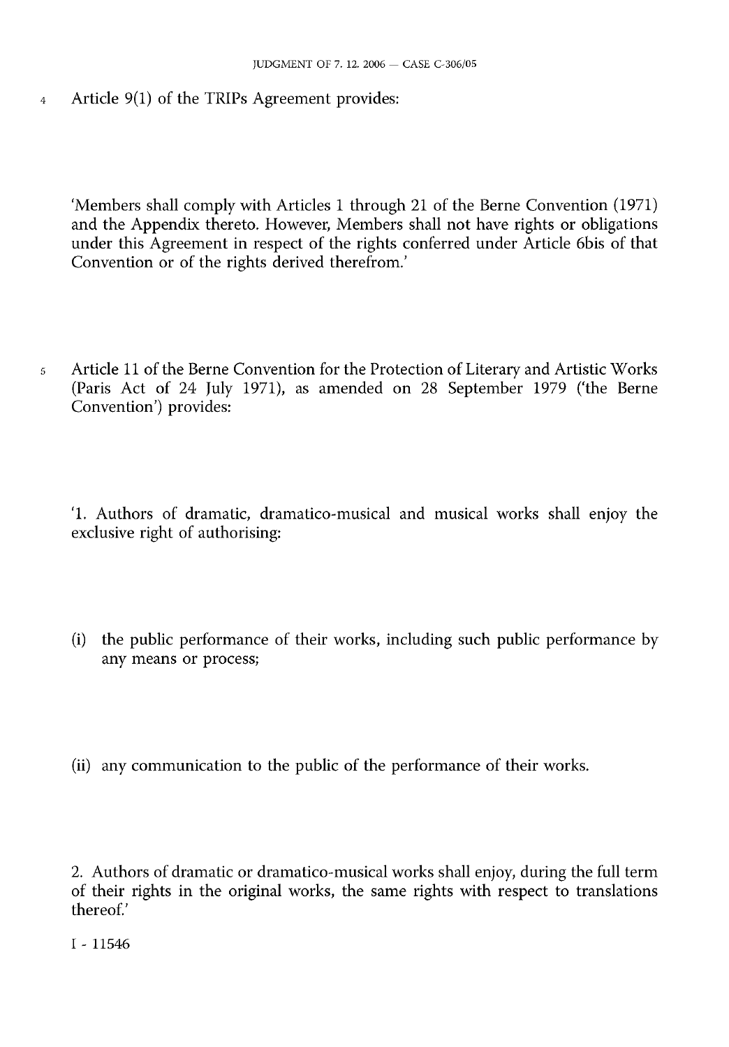4 Article 9(1) of the TRIPs Agreement provides:

'Members shall comply with Articles 1 through 21 of the Berne Convention (1971) and the Appendix thereto. However, Members shall not have rights or obligations under this Agreement in respect of the rights conferred under Article 6bis of that Convention or of the rights derived therefrom.'

5 Article 11 of the Berne Convention for the Protection of Literary and Artistic Works (Paris Act of 24 July 1971), as amended on 28 September 1979 ('the Berne Convention') provides:

'1. Authors of dramatic, dramatico-musical and musical works shall enjoy the exclusive right of authorising:

(i) the public performance of their works, including such public performance by any means or process;

(ii) any communication to the public of the performance of their works.

2. Authors of dramatic or dramatico-musical works shall enjoy, during the full term of their rights in the original works, the same rights with respect to translations thereof.'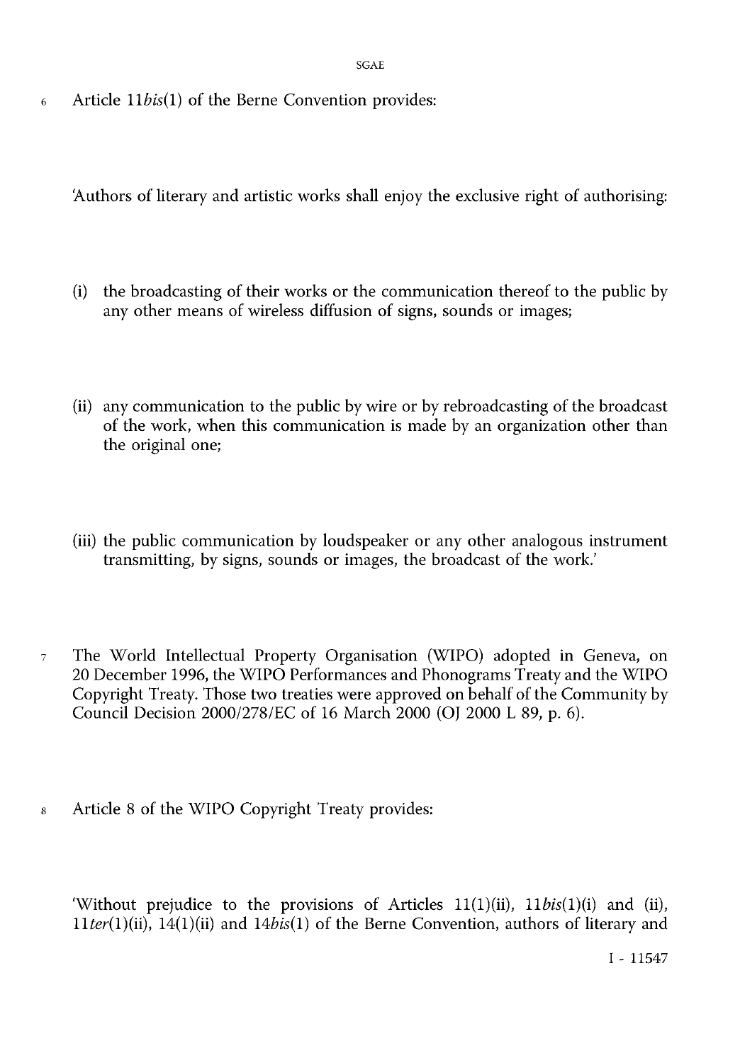6 Article 11*bis*(1) of the Berne Convention provides:

'Authors of literary and artistic works shall enjoy the exclusive right of authorising:

(i) the broadcasting of their works or the communication thereof to the public by any other means of wireless diffusion of signs, sounds or images;

(ii) any communication to the public by wire or by rebroadcasting of the broadcast of the work, when this communication is made by an organization other than the original one;

(iii) the public communication by loudspeaker or any other analogous instrument transmitting, by signs, sounds or images, the broadcast of the work.'

7 The World Intellectual Property Organisation (WIPO) adopted in Geneva, on 20 December 1996, the WIPO Performances and Phonograms Treaty and the WIPO Copyright Treaty. Those two treaties were approved on behalf of the Community by Council Decision 2000/278/EC of 16 March 2000 (OJ 2000 L 89, p. 6).

8 Article 8 of the WIPO Copyright Treaty provides:

'Without prejudice to the provisions of Articles 11(1)(ii), 11*bis*(1)(i) and (ii), 11*ter*(1)(ii), 14(1)(ii) and 14*bis*(1) of the Berne Convention, authors of literary and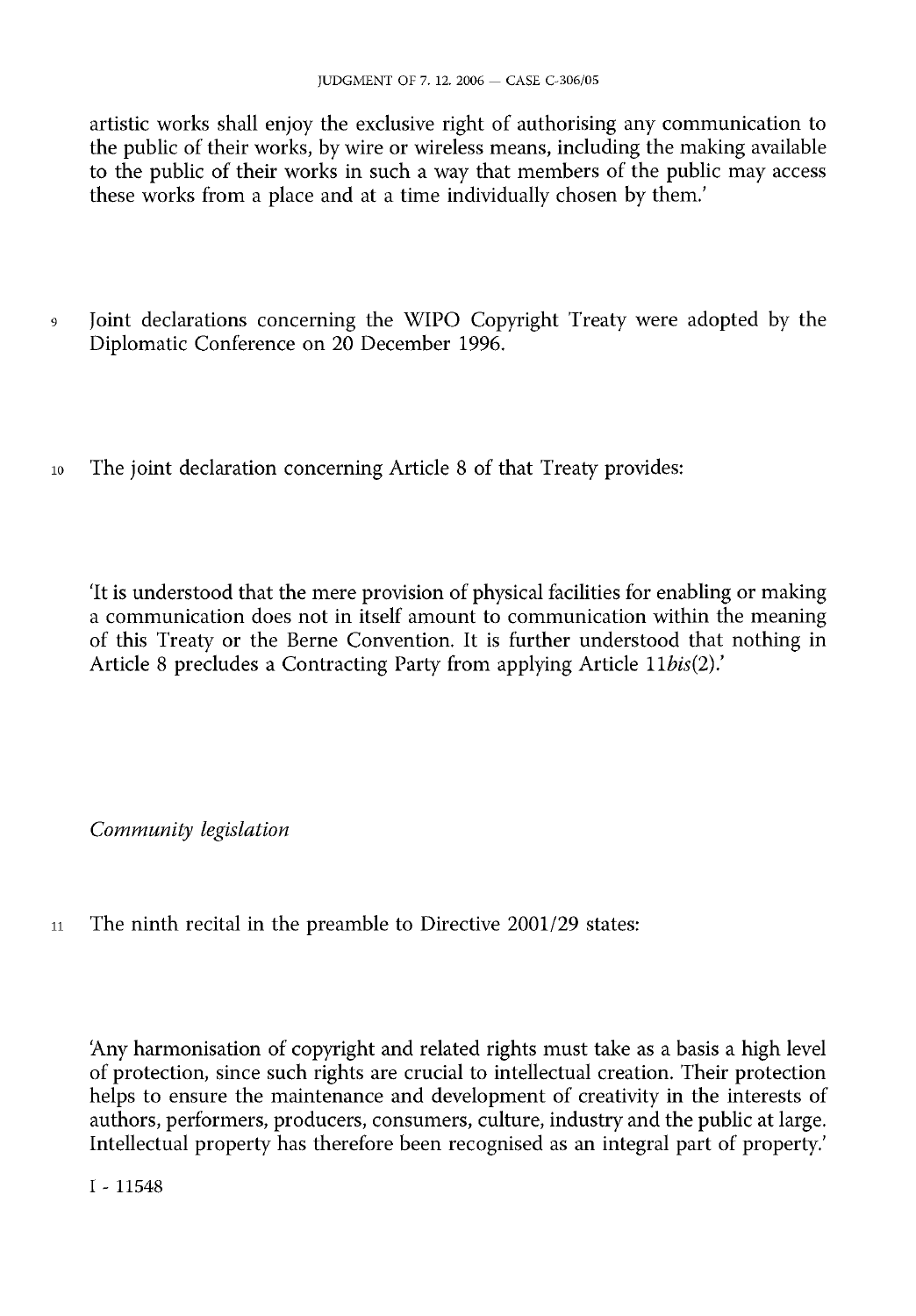artistic works shall enjoy the exclusive right of authorising any communication to the public of their works, by wire or wireless means, including the making available to the public of their works in such a way that members of the public may access these works from a place and at a time individually chosen by them.'

9 Joint declarations concerning the WIPO Copyright Treaty were adopted by the Diplomatic Conference on 20 December 1996.

10 The joint declaration concerning Article 8 of that Treaty provides:

'It is understood that the mere provision of physical facilities for enabling or making a communication does not in itself amount to communication within the meaning of this Treaty or the Berne Convention. It is further understood that nothing in Article 8 precludes a Contracting Party from applying Article 11*bis*(2).'

*Community legislation*

11 The ninth recital in the preamble to Directive 2001/29 states:

'Any harmonisation of copyright and related rights must take as a basis a high level of protection, since such rights are crucial to intellectual creation. Their protection helps to ensure the maintenance and development of creativity in the interests of authors, performers, producers, consumers, culture, industry and the public at large. Intellectual property has therefore been recognised as an integral part of property.'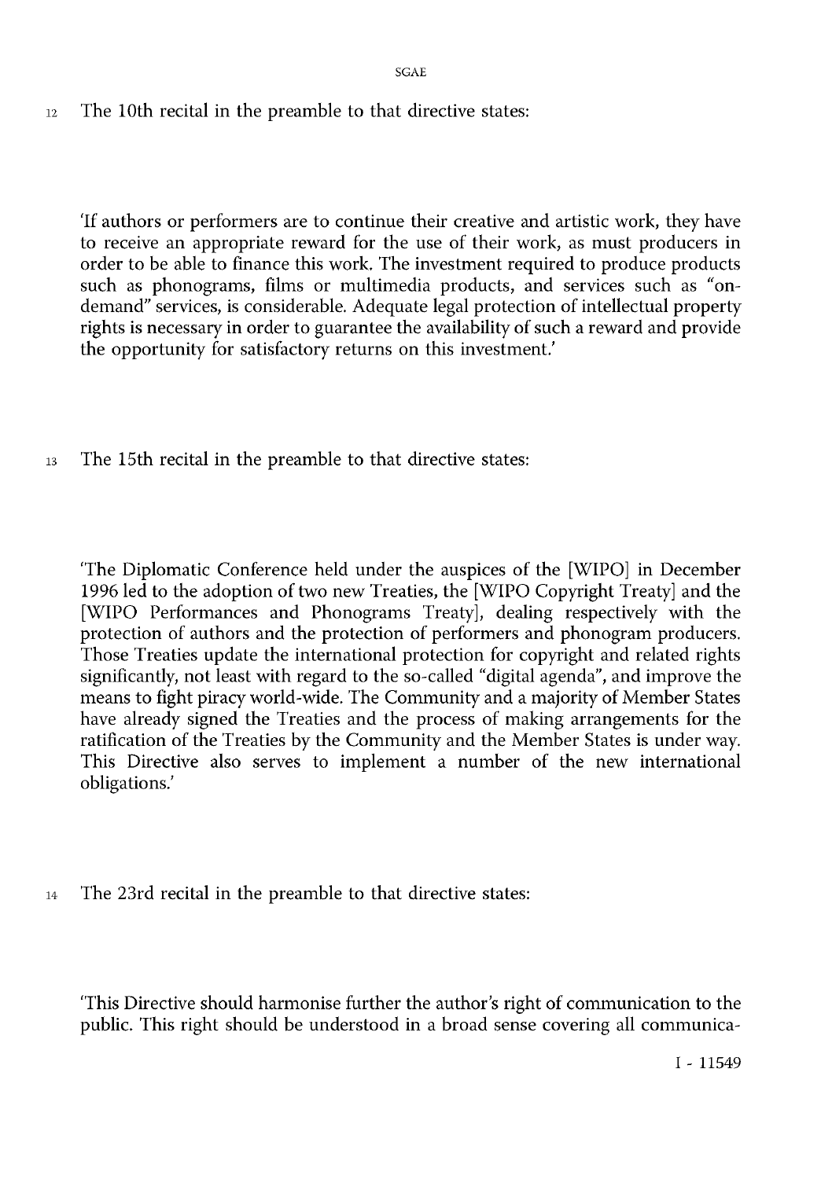12 The 10th recital in the preamble to that directive states:

'If authors or performers are to continue their creative and artistic work, they have to receive an appropriate reward for the use of their work, as must producers in order to be able to finance this work. The investment required to produce products such as phonograms, films or multimedia products, and services such as "on-demand" services, is considerable. Adequate legal protection of intellectual property rights is necessary in order to guarantee the availability of such a reward and provide the opportunity for satisfactory returns on this investment.'

13 The 15th recital in the preamble to that directive states:

'The Diplomatic Conference held under the auspices of the [WIPO] in December 1996 led to the adoption of two new Treaties, the [WIPO Copyright Treaty] and the [WIPO Performances and Phonograms Treaty], dealing respectively with the protection of authors and the protection of performers and phonogram producers. Those Treaties update the international protection for copyright and related rights significantly, not least with regard to the so-called "digital agenda", and improve the means to fight piracy world-wide. The Community and a majority of Member States have already signed the Treaties and the process of making arrangements for the ratification of the Treaties by the Community and the Member States is under way. This Directive also serves to implement a number of the new international obligations.'

14 The 23rd recital in the preamble to that directive states:

'This Directive should harmonise further the author's right of communication to the public. This right should be understood in a broad sense covering all communica-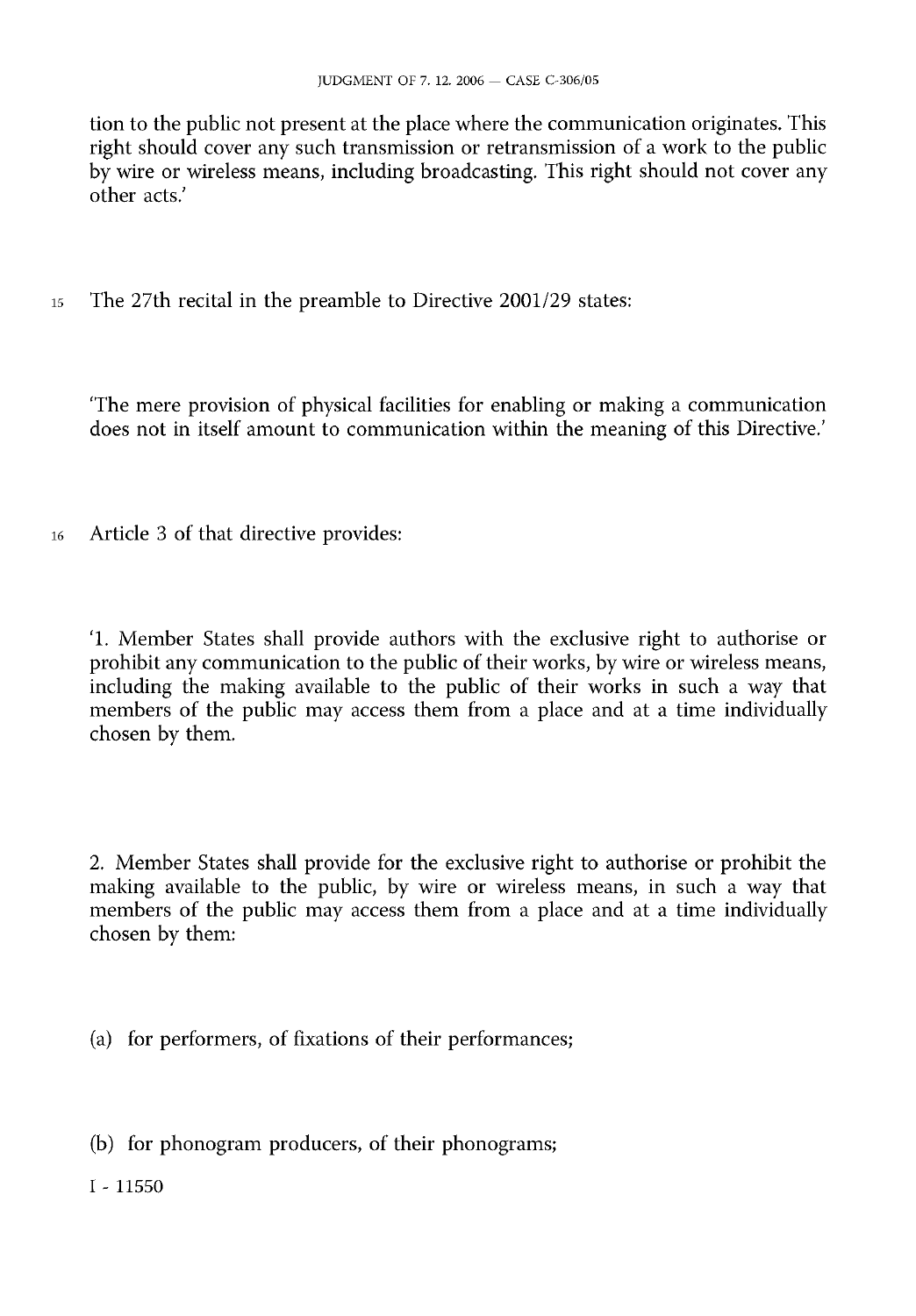tion to the public not present at the place where the communication originates. This right should cover any such transmission or retransmission of a work to the public by wire or wireless means, including broadcasting. This right should not cover any other acts.'

15 The 27th recital in the preamble to Directive 2001/29 states:

'The mere provision of physical facilities for enabling or making a communication does not in itself amount to communication within the meaning of this Directive.'

16 Article 3 of that directive provides:

'1. Member States shall provide authors with the exclusive right to authorise or prohibit any communication to the public of their works, by wire or wireless means, including the making available to the public of their works in such a way that members of the public may access them from a place and at a time individually chosen by them.

2. Member States shall provide for the exclusive right to authorise or prohibit the making available to the public, by wire or wireless means, in such a way that members of the public may access them from a place and at a time individually chosen by them:

(a) for performers, of fixations of their performances;

(b) for phonogram producers, of their phonograms;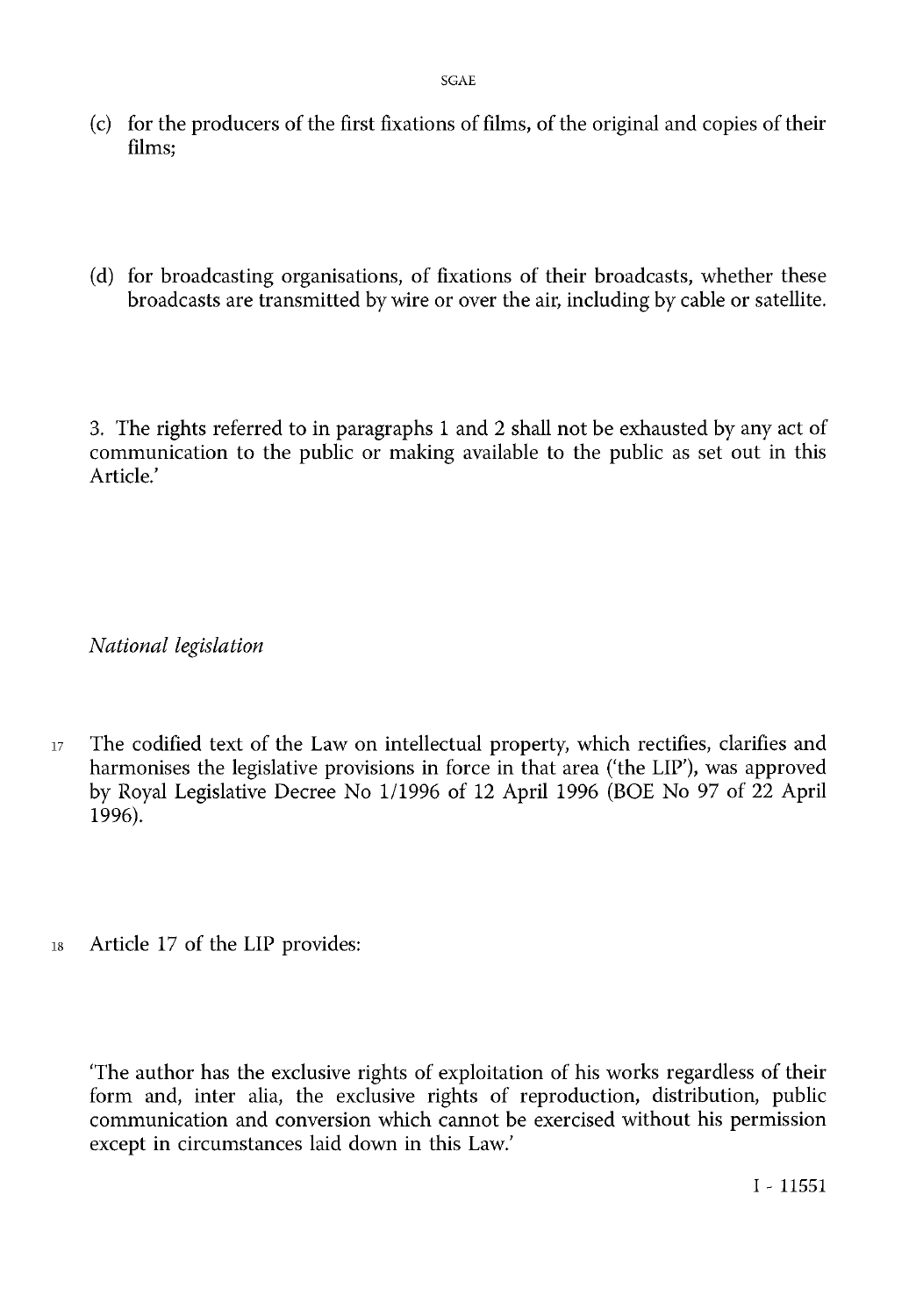(c) for the producers of the first fixations of films, of the original and copies of their films;

(d) for broadcasting organisations, of fixations of their broadcasts, whether these broadcasts are transmitted by wire or over the air, including by cable or satellite.

3. The rights referred to in paragraphs 1 and 2 shall not be exhausted by any act of communication to the public or making available to the public as set out in this Article.'

*National legislation*

17 The codified text of the Law on intellectual property, which rectifies, clarifies and harmonises the legislative provisions in force in that area ('the LIP'), was approved by Royal Legislative Decree No 1/1996 of 12 April 1996 (BOE No 97 of 22 April 1996).

18 Article 17 of the LIP provides:

'The author has the exclusive rights of exploitation of his works regardless of their form and, inter alia, the exclusive rights of reproduction, distribution, public communication and conversion which cannot be exercised without his permission except in circumstances laid down in this Law.'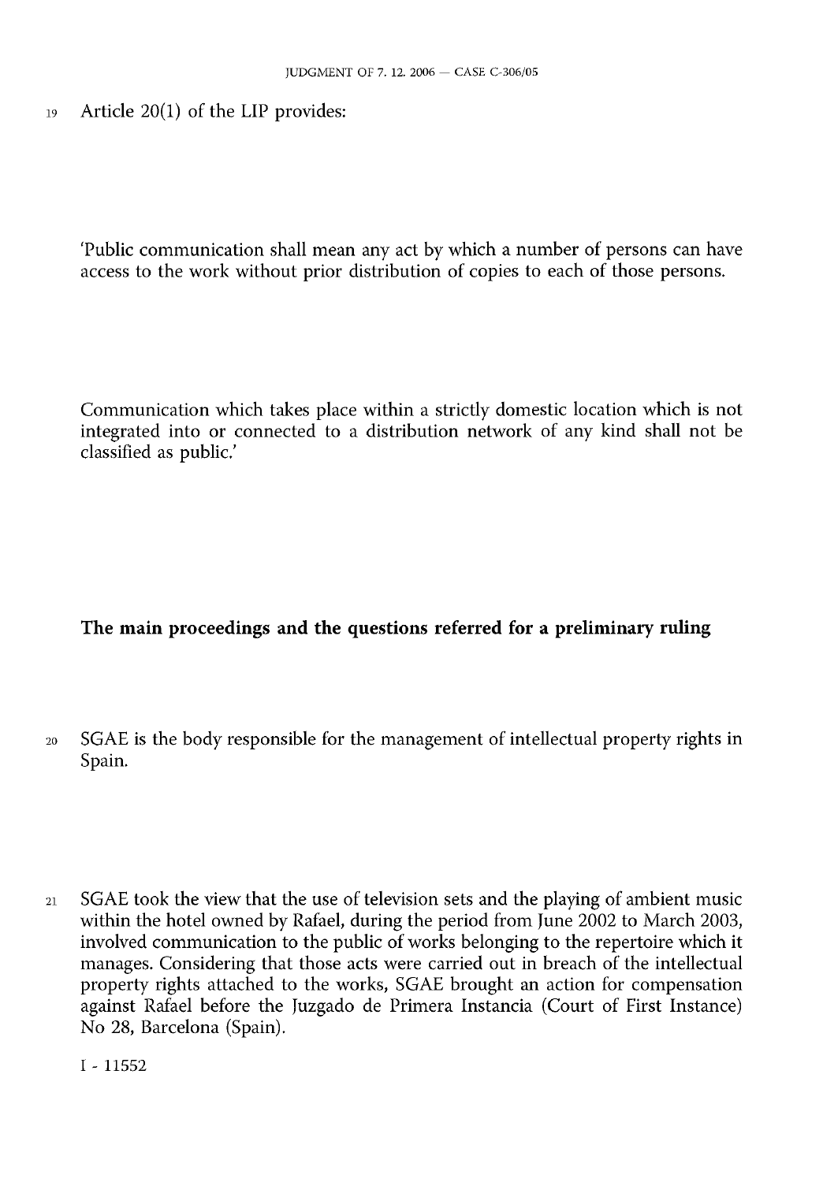19 Article 20(1) of the LIP provides:

'Public communication shall mean any act by which a number of persons can have access to the work without prior distribution of copies to each of those persons.

Communication which takes place within a strictly domestic location which is not integrated into or connected to a distribution network of any kind shall not be classified as public.'

## The main proceedings and the questions referred for a preliminary ruling

20 SGAE is the body responsible for the management of intellectual property rights in Spain.

21 SGAE took the view that the use of television sets and the playing of ambient music within the hotel owned by Rafael, during the period from June 2002 to March 2003, involved communication to the public of works belonging to the repertoire which it manages. Considering that those acts were carried out in breach of the intellectual property rights attached to the works, SGAE brought an action for compensation against Rafael before the Juzgado de Primera Instancia (Court of First Instance) No 28, Barcelona (Spain).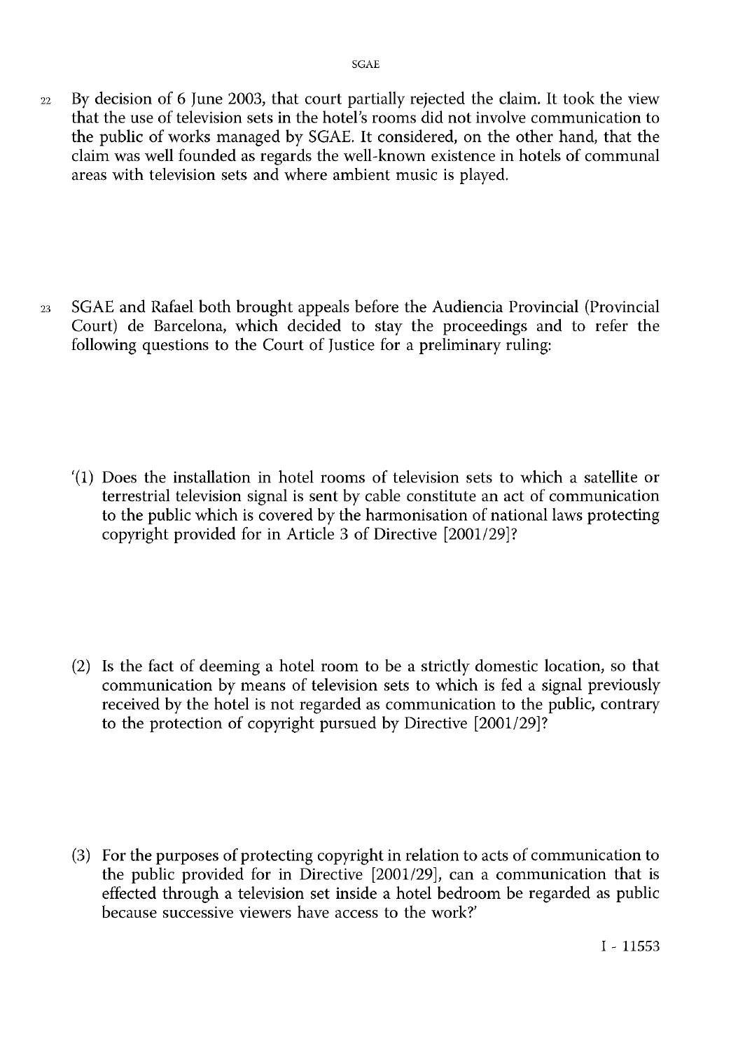22 By decision of 6 June 2003, that court partially rejected the claim. It took the view that the use of television sets in the hotel's rooms did not involve communication to the public of works managed by SGAE. It considered, on the other hand, that the claim was well founded as regards the well-known existence in hotels of communal areas with television sets and where ambient music is played.

23 SGAE and Rafael both brought appeals before the Audiencia Provincial (Provincial Court) de Barcelona, which decided to stay the proceedings and to refer the following questions to the Court of Justice for a preliminary ruling:

'(1) Does the installation in hotel rooms of television sets to which a satellite or terrestrial television signal is sent by cable constitute an act of communication to the public which is covered by the harmonisation of national laws protecting copyright provided for in Article 3 of Directive [2001/29]?

(2) Is the fact of deeming a hotel room to be a strictly domestic location, so that communication by means of television sets to which is fed a signal previously received by the hotel is not regarded as communication to the public, contrary to the protection of copyright pursued by Directive [2001/29]?

(3) For the purposes of protecting copyright in relation to acts of communication to the public provided for in Directive [2001/29], can a communication that is effected through a television set inside a hotel bedroom be regarded as public because successive viewers have access to the work?'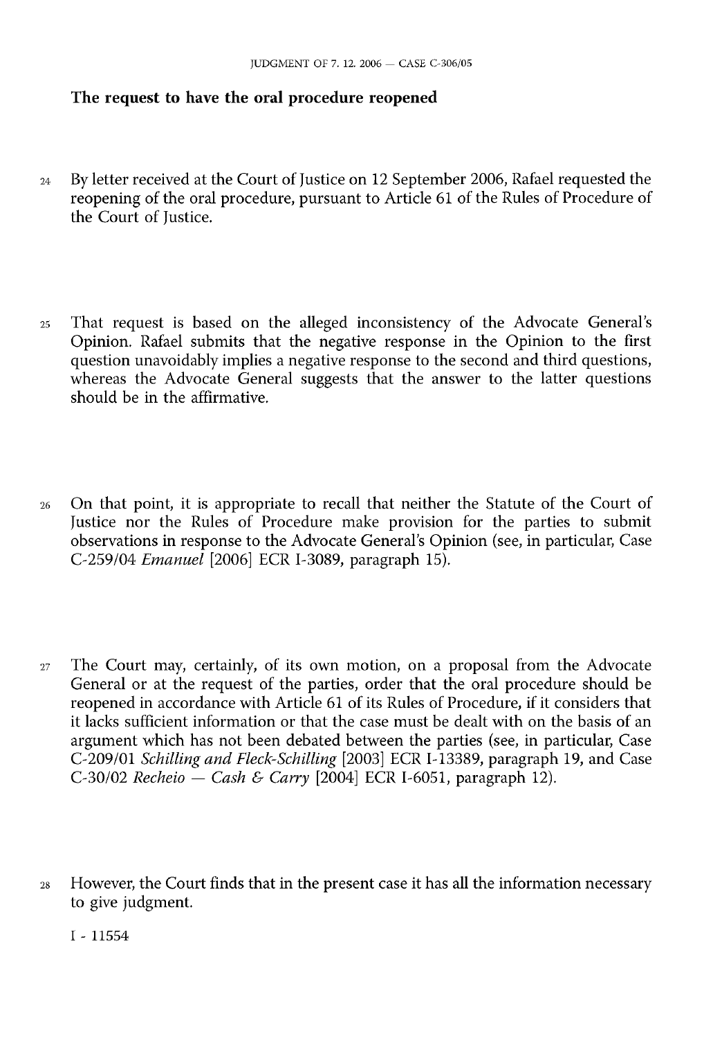## The request to have the oral procedure reopened

24 By letter received at the Court of Justice on 12 September 2006, Rafael requested the reopening of the oral procedure, pursuant to Article 61 of the Rules of Procedure of the Court of Justice.

25 That request is based on the alleged inconsistency of the Advocate General's Opinion. Rafael submits that the negative response in the Opinion to the first question unavoidably implies a negative response to the second and third questions, whereas the Advocate General suggests that the answer to the latter questions should be in the affirmative.

26 On that point, it is appropriate to recall that neither the Statute of the Court of Justice nor the Rules of Procedure make provision for the parties to submit observations in response to the Advocate General's Opinion (see, in particular, Case C-259/04 *Emanuel* [2006] ECR I-3089, paragraph 15).

27 The Court may, certainly, of its own motion, on a proposal from the Advocate General or at the request of the parties, order that the oral procedure should be reopened in accordance with Article 61 of its Rules of Procedure, if it considers that it lacks sufficient information or that the case must be dealt with on the basis of an argument which has not been debated between the parties (see, in particular, Case C-209/01 *Schilling and Fleck-Schilling* [2003] ECR I-13389, paragraph 19, and Case C-30/02 *Recheio — Cash & Carry* [2004] ECR I-6051, paragraph 12).

28 However, the Court finds that in the present case it has all the information necessary to give judgment.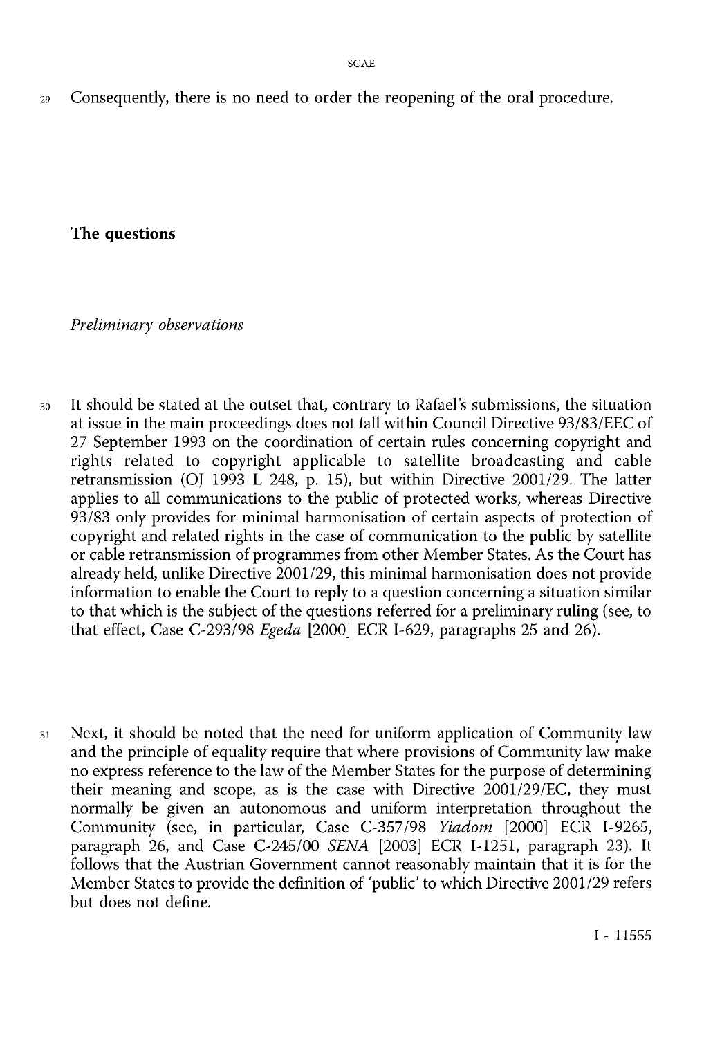29 Consequently, there is no need to order the reopening of the oral procedure.

## The questions

### *Preliminary observations*

30 It should be stated at the outset that, contrary to Rafael's submissions, the situation at issue in the main proceedings does not fall within Council Directive 93/83/EEC of 27 September 1993 on the coordination of certain rules concerning copyright and rights related to copyright applicable to satellite broadcasting and cable retransmission (OJ 1993 L 248, p. 15), but within Directive 2001/29. The latter applies to all communications to the public of protected works, whereas Directive 93/83 only provides for minimal harmonisation of certain aspects of protection of copyright and related rights in the case of communication to the public by satellite or cable retransmission of programmes from other Member States. As the Court has already held, unlike Directive 2001/29, this minimal harmonisation does not provide information to enable the Court to reply to a question concerning a situation similar to that which is the subject of the questions referred for a preliminary ruling (see, to that effect, Case C-293/98 *Egeda* [2000] ECR I-629, paragraphs 25 and 26).

31 Next, it should be noted that the need for uniform application of Community law and the principle of equality require that where provisions of Community law make no express reference to the law of the Member States for the purpose of determining their meaning and scope, as is the case with Directive 2001/29/EC, they must normally be given an autonomous and uniform interpretation throughout the Community (see, in particular, Case C-357/98 *Yiadom* [2000] ECR I-9265, paragraph 26, and Case C-245/00 *SENA* [2003] ECR I-1251, paragraph 23). It follows that the Austrian Government cannot reasonably maintain that it is for the Member States to provide the definition of 'public' to which Directive 2001/29 refers but does not define.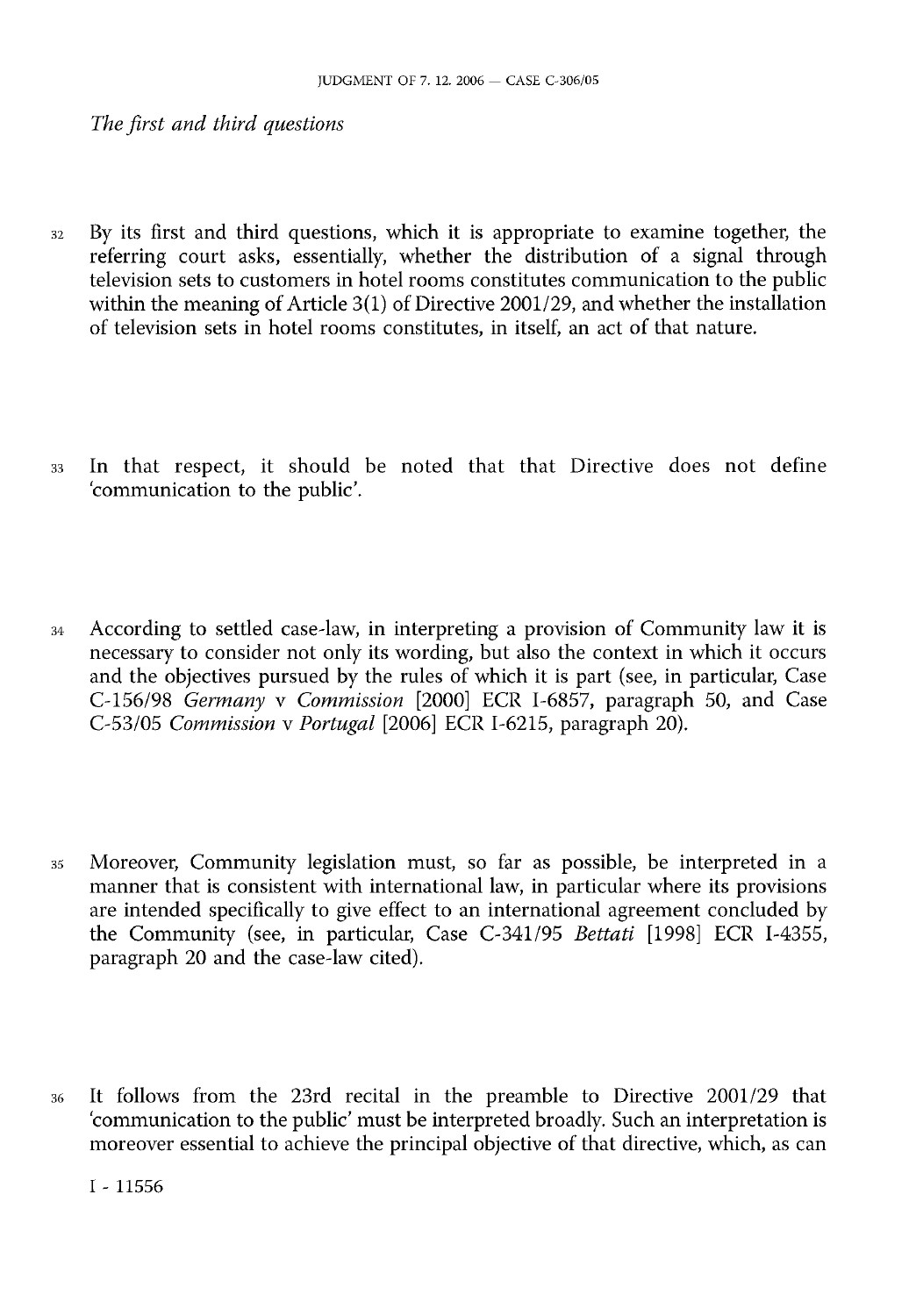*The first and third questions*

32 By its first and third questions, which it is appropriate to examine together, the referring court asks, essentially, whether the distribution of a signal through television sets to customers in hotel rooms constitutes communication to the public within the meaning of Article 3(1) of Directive 2001/29, and whether the installation of television sets in hotel rooms constitutes, in itself, an act of that nature.

33 In that respect, it should be noted that that Directive does not define 'communication to the public'.

34 According to settled case-law, in interpreting a provision of Community law it is necessary to consider not only its wording, but also the context in which it occurs and the objectives pursued by the rules of which it is part (see, in particular, Case C-156/98 *Germany* v *Commission* [2000] ECR I-6857, paragraph 50, and Case C-53/05 *Commission* v *Portugal* [2006] ECR I-6215, paragraph 20).

35 Moreover, Community legislation must, so far as possible, be interpreted in a manner that is consistent with international law, in particular where its provisions are intended specifically to give effect to an international agreement concluded by the Community (see, in particular, Case C-341/95 *Bettati* [1998] ECR I-4355, paragraph 20 and the case-law cited).

36 It follows from the 23rd recital in the preamble to Directive 2001/29 that 'communication to the public' must be interpreted broadly. Such an interpretation is moreover essential to achieve the principal objective of that directive, which, as can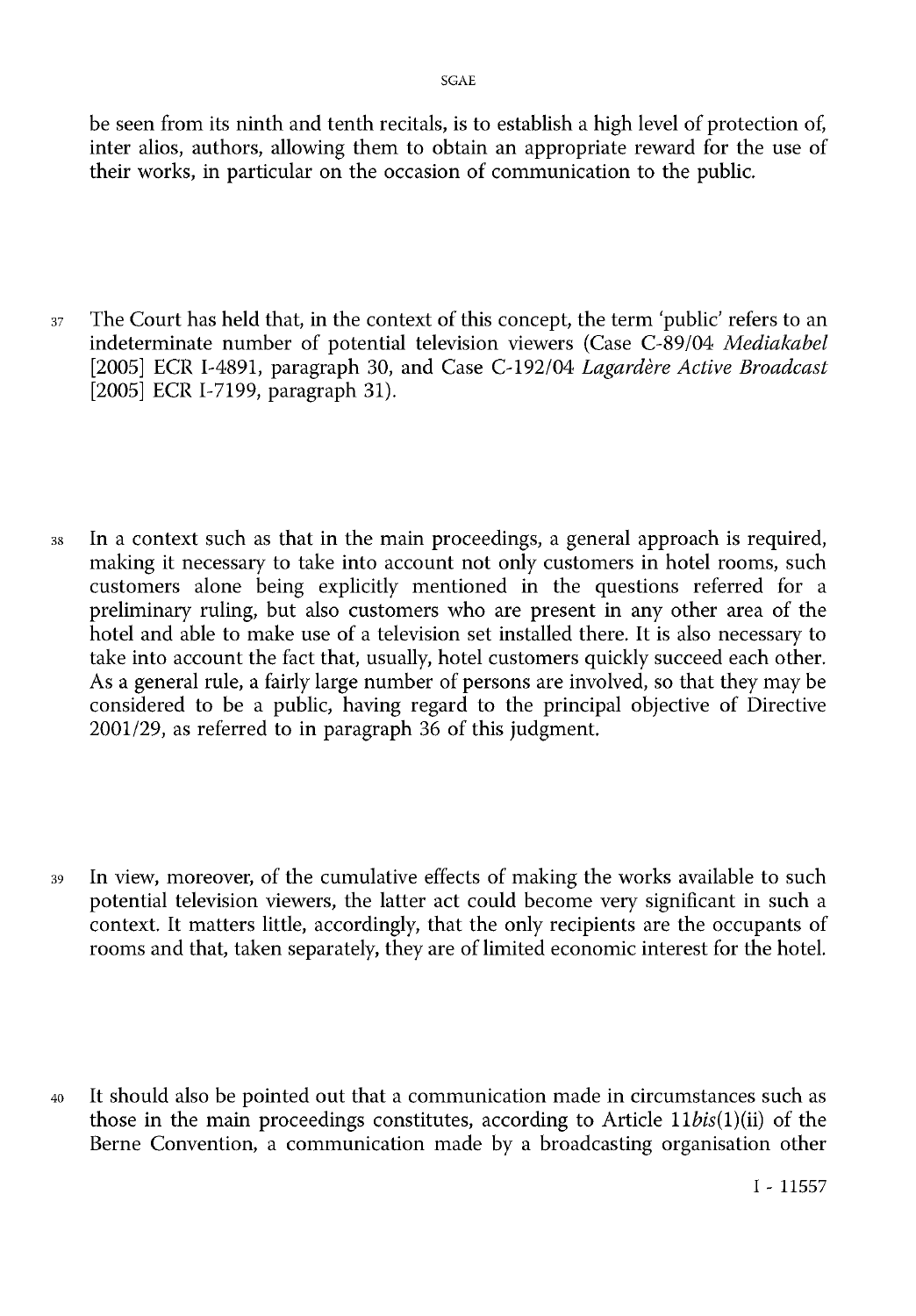be seen from its ninth and tenth recitals, is to establish a high level of protection of, inter alios, authors, allowing them to obtain an appropriate reward for the use of their works, in particular on the occasion of communication to the public.

37 The Court has held that, in the context of this concept, the term 'public' refers to an indeterminate number of potential television viewers (Case C-89/04 *Mediakabel* [2005] ECR I-4891, paragraph 30, and Case C-192/04 *Lagardère Active Broadcast* [2005] ECR I-7199, paragraph 31).

38 In a context such as that in the main proceedings, a general approach is required, making it necessary to take into account not only customers in hotel rooms, such customers alone being explicitly mentioned in the questions referred for a preliminary ruling, but also customers who are present in any other area of the hotel and able to make use of a television set installed there. It is also necessary to take into account the fact that, usually, hotel customers quickly succeed each other. As a general rule, a fairly large number of persons are involved, so that they may be considered to be a public, having regard to the principal objective of Directive 2001/29, as referred to in paragraph 36 of this judgment.

39 In view, moreover, of the cumulative effects of making the works available to such potential television viewers, the latter act could become very significant in such a context. It matters little, accordingly, that the only recipients are the occupants of rooms and that, taken separately, they are of limited economic interest for the hotel.

40 It should also be pointed out that a communication made in circumstances such as those in the main proceedings constitutes, according to Article 11*bis*(1)(ii) of the Berne Convention, a communication made by a broadcasting organisation other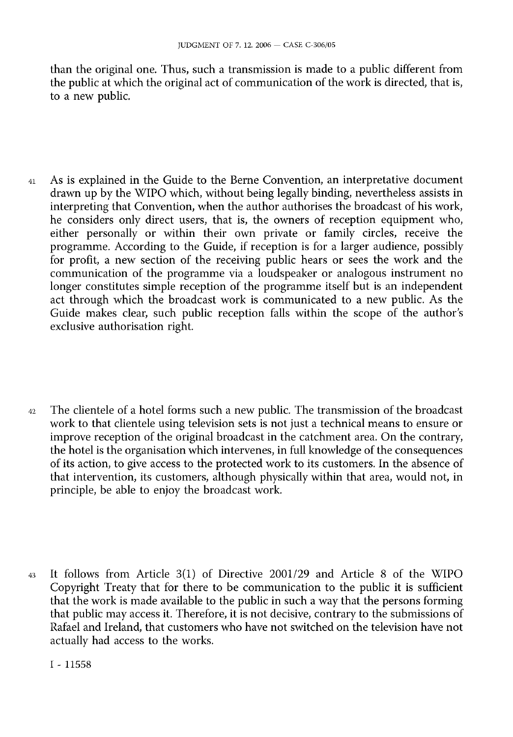than the original one. Thus, such a transmission is made to a public different from the public at which the original act of communication of the work is directed, that is, to a new public.

41 As is explained in the Guide to the Berne Convention, an interpretative document drawn up by the WIPO which, without being legally binding, nevertheless assists in interpreting that Convention, when the author authorises the broadcast of his work, he considers only direct users, that is, the owners of reception equipment who, either personally or within their own private or family circles, receive the programme. According to the Guide, if reception is for a larger audience, possibly for profit, a new section of the receiving public hears or sees the work and the communication of the programme via a loudspeaker or analogous instrument no longer constitutes simple reception of the programme itself but is an independent act through which the broadcast work is communicated to a new public. As the Guide makes clear, such public reception falls within the scope of the author's exclusive authorisation right.

42 The clientele of a hotel forms such a new public. The transmission of the broadcast work to that clientele using television sets is not just a technical means to ensure or improve reception of the original broadcast in the catchment area. On the contrary, the hotel is the organisation which intervenes, in full knowledge of the consequences of its action, to give access to the protected work to its customers. In the absence of that intervention, its customers, although physically within that area, would not, in principle, be able to enjoy the broadcast work.

43 It follows from Article 3(1) of Directive 2001/29 and Article 8 of the WIPO Copyright Treaty that for there to be communication to the public it is sufficient that the work is made available to the public in such a way that the persons forming that public may access it. Therefore, it is not decisive, contrary to the submissions of Rafael and Ireland, that customers who have not switched on the television have not actually had access to the works.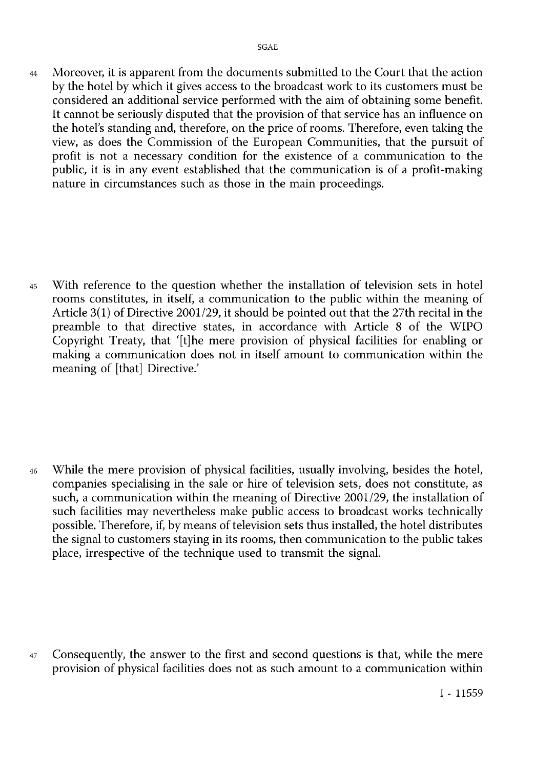44 Moreover, it is apparent from the documents submitted to the Court that the action by the hotel by which it gives access to the broadcast work to its customers must be considered an additional service performed with the aim of obtaining some benefit. It cannot be seriously disputed that the provision of that service has an influence on the hotel's standing and, therefore, on the price of rooms. Therefore, even taking the view, as does the Commission of the European Communities, that the pursuit of profit is not a necessary condition for the existence of a communication to the public, it is in any event established that the communication is of a profit-making nature in circumstances such as those in the main proceedings.

45 With reference to the question whether the installation of television sets in hotel rooms constitutes, in itself, a communication to the public within the meaning of Article 3(1) of Directive 2001/29, it should be pointed out that the 27th recital in the preamble to that directive states, in accordance with Article 8 of the WIPO Copyright Treaty, that '[t]he mere provision of physical facilities for enabling or making a communication does not in itself amount to communication within the meaning of [that] Directive.'

46 While the mere provision of physical facilities, usually involving, besides the hotel, companies specialising in the sale or hire of television sets, does not constitute, as such, a communication within the meaning of Directive 2001/29, the installation of such facilities may nevertheless make public access to broadcast works technically possible. Therefore, if, by means of television sets thus installed, the hotel distributes the signal to customers staying in its rooms, then communication to the public takes place, irrespective of the technique used to transmit the signal.

47 Consequently, the answer to the first and second questions is that, while the mere provision of physical facilities does not as such amount to a communication within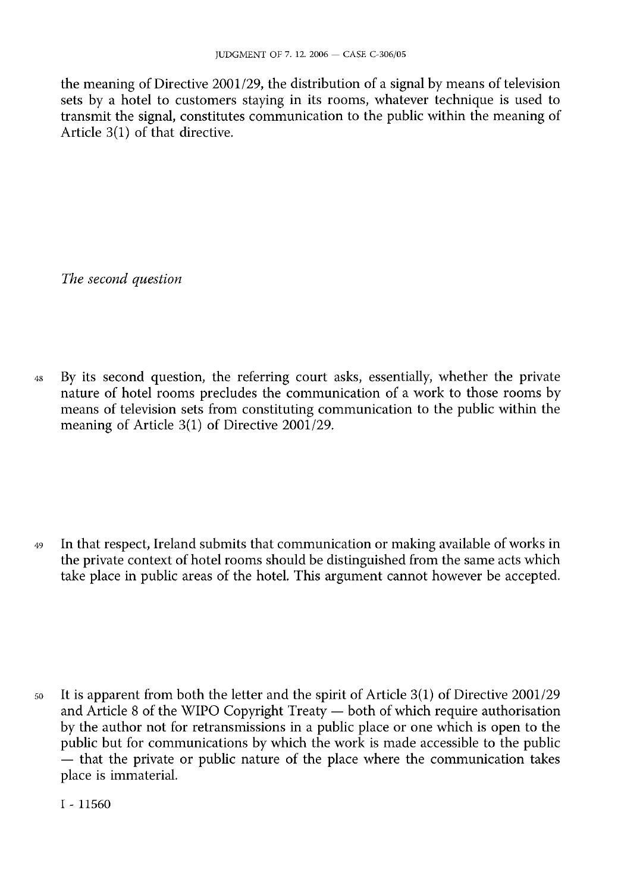the meaning of Directive 2001/29, the distribution of a signal by means of television sets by a hotel to customers staying in its rooms, whatever technique is used to transmit the signal, constitutes communication to the public within the meaning of Article 3(1) of that directive.

*The second question*

48 By its second question, the referring court asks, essentially, whether the private nature of hotel rooms precludes the communication of a work to those rooms by means of television sets from constituting communication to the public within the meaning of Article 3(1) of Directive 2001/29.

49 In that respect, Ireland submits that communication or making available of works in the private context of hotel rooms should be distinguished from the same acts which take place in public areas of the hotel. This argument cannot however be accepted.

50 It is apparent from both the letter and the spirit of Article 3(1) of Directive 2001/29 and Article 8 of the WIPO Copyright Treaty — both of which require authorisation by the author not for retransmissions in a public place or one which is open to the public but for communications by which the work is made accessible to the public — that the private or public nature of the place where the communication takes place is immaterial.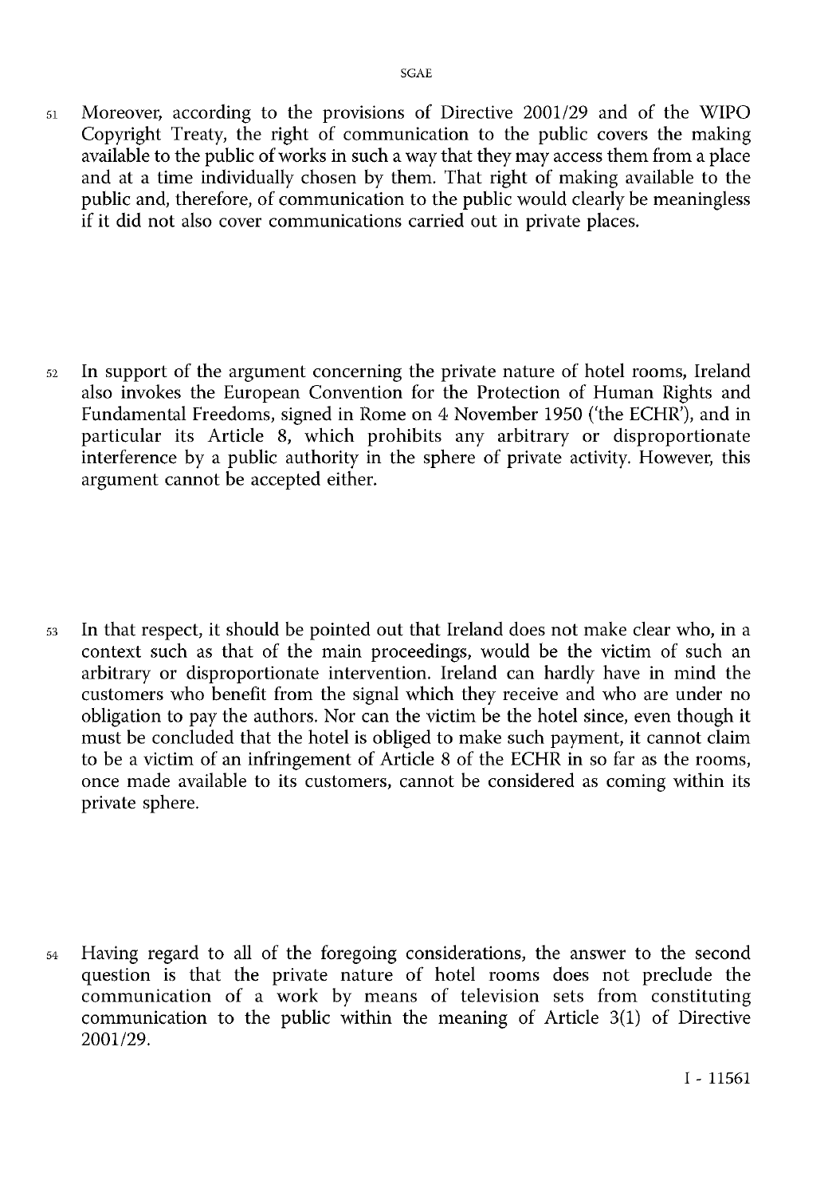51 Moreover, according to the provisions of Directive 2001/29 and of the WIPO Copyright Treaty, the right of communication to the public covers the making available to the public of works in such a way that they may access them from a place and at a time individually chosen by them. That right of making available to the public and, therefore, of communication to the public would clearly be meaningless if it did not also cover communications carried out in private places.

52 In support of the argument concerning the private nature of hotel rooms, Ireland also invokes the European Convention for the Protection of Human Rights and Fundamental Freedoms, signed in Rome on 4 November 1950 ('the ECHR'), and in particular its Article 8, which prohibits any arbitrary or disproportionate interference by a public authority in the sphere of private activity. However, this argument cannot be accepted either.

53 In that respect, it should be pointed out that Ireland does not make clear who, in a context such as that of the main proceedings, would be the victim of such an arbitrary or disproportionate intervention. Ireland can hardly have in mind the customers who benefit from the signal which they receive and who are under no obligation to pay the authors. Nor can the victim be the hotel since, even though it must be concluded that the hotel is obliged to make such payment, it cannot claim to be a victim of an infringement of Article 8 of the ECHR in so far as the rooms, once made available to its customers, cannot be considered as coming within its private sphere.

54 Having regard to all of the foregoing considerations, the answer to the second question is that the private nature of hotel rooms does not preclude the communication of a work by means of television sets from constituting communication to the public within the meaning of Article 3(1) of Directive 2001/29.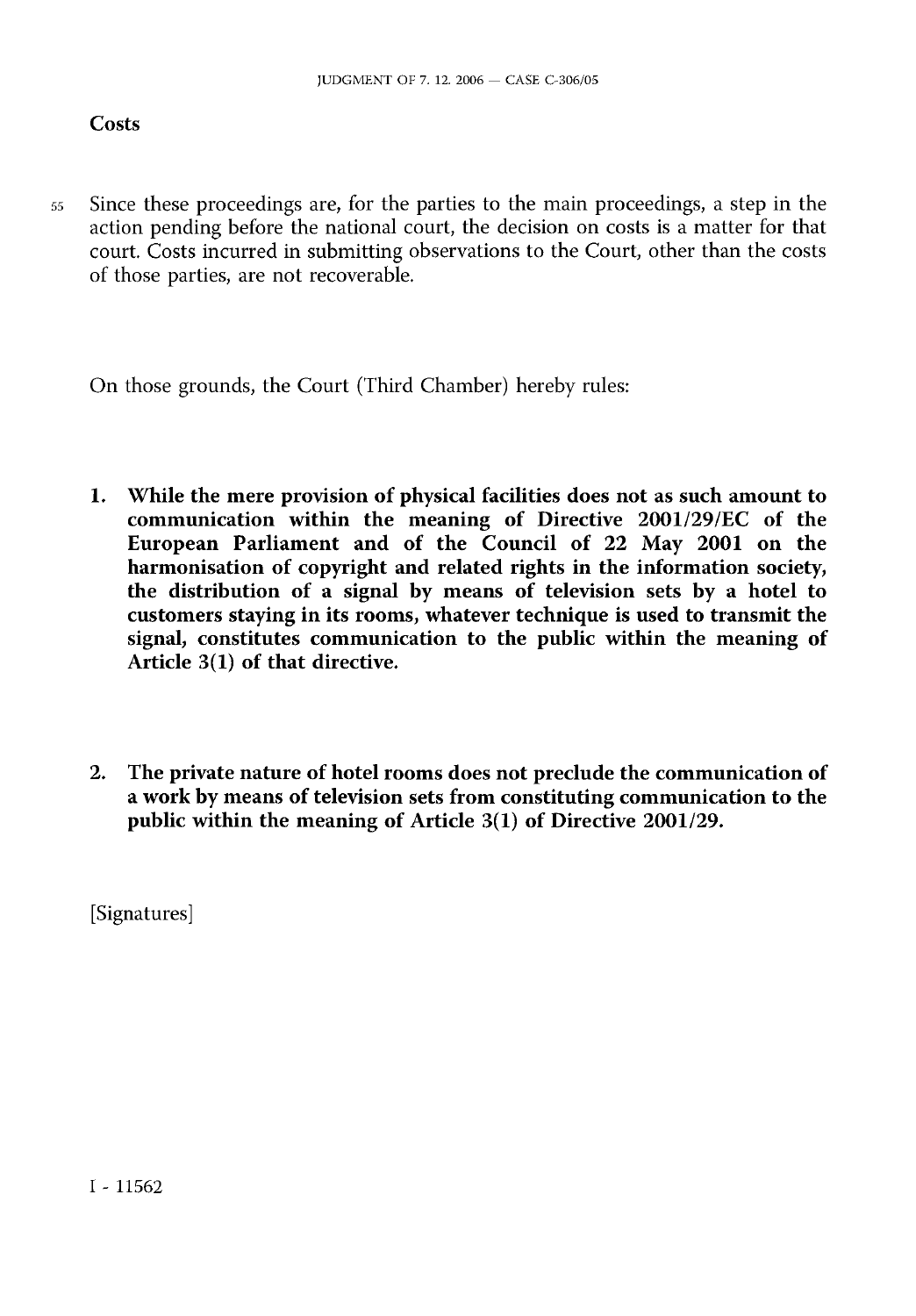## Costs

55 Since these proceedings are, for the parties to the main proceedings, a step in the action pending before the national court, the decision on costs is a matter for that court. Costs incurred in submitting observations to the Court, other than the costs of those parties, are not recoverable.

On those grounds, the Court (Third Chamber) hereby rules:

1. **While the mere provision of physical facilities does not as such amount to communication within the meaning of Directive 2001/29/EC of the European Parliament and of the Council of 22 May 2001 on the harmonisation of copyright and related rights in the information society, the distribution of a signal by means of television sets by a hotel to customers staying in its rooms, whatever technique is used to transmit the signal, constitutes communication to the public within the meaning of Article 3(1) of that directive.**

2. **The private nature of hotel rooms does not preclude the communication of a work by means of television sets from constituting communication to the public within the meaning of Article 3(1) of Directive 2001/29.**

[Signatures]